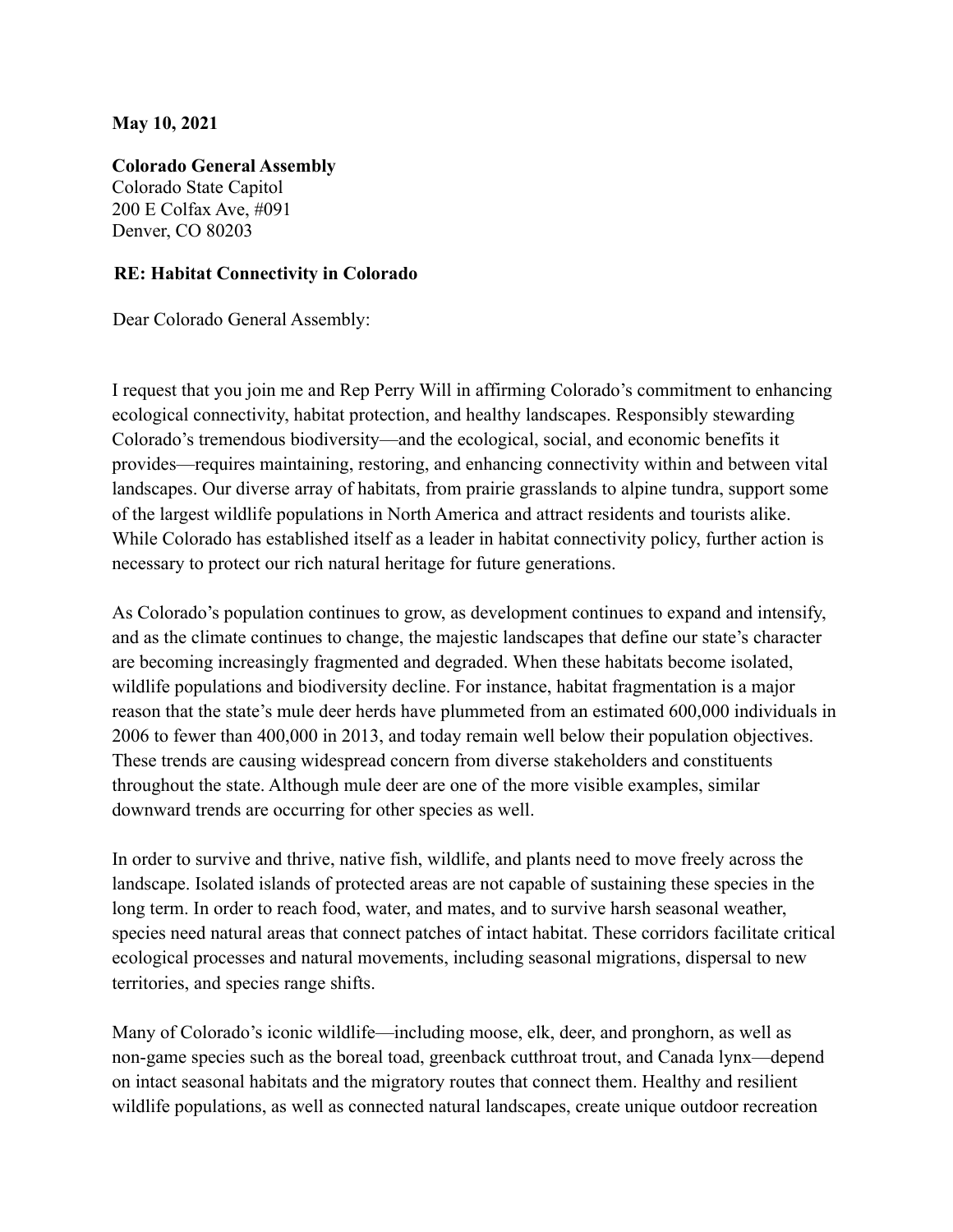**May 10, 2021**

**Colorado General Assembly**
Colorado State Capitol
200 E Colfax Ave, #091
Denver, CO 80203

**RE: Habitat Connectivity in Colorado**

Dear Colorado General Assembly:

I request that you join me and Rep Perry Will in affirming Colorado's commitment to enhancing ecological connectivity, habitat protection, and healthy landscapes. Responsibly stewarding Colorado's tremendous biodiversity—and the ecological, social, and economic benefits it provides—requires maintaining, restoring, and enhancing connectivity within and between vital landscapes. Our diverse array of habitats, from prairie grasslands to alpine tundra, support some of the largest wildlife populations in North America and attract residents and tourists alike. While Colorado has established itself as a leader in habitat connectivity policy, further action is necessary to protect our rich natural heritage for future generations.

As Colorado's population continues to grow, as development continues to expand and intensify, and as the climate continues to change, the majestic landscapes that define our state's character are becoming increasingly fragmented and degraded. When these habitats become isolated, wildlife populations and biodiversity decline. For instance, habitat fragmentation is a major reason that the state's mule deer herds have plummeted from an estimated 600,000 individuals in 2006 to fewer than 400,000 in 2013, and today remain well below their population objectives. These trends are causing widespread concern from diverse stakeholders and constituents throughout the state. Although mule deer are one of the more visible examples, similar downward trends are occurring for other species as well.

In order to survive and thrive, native fish, wildlife, and plants need to move freely across the landscape. Isolated islands of protected areas are not capable of sustaining these species in the long term. In order to reach food, water, and mates, and to survive harsh seasonal weather, species need natural areas that connect patches of intact habitat. These corridors facilitate critical ecological processes and natural movements, including seasonal migrations, dispersal to new territories, and species range shifts.

Many of Colorado's iconic wildlife—including moose, elk, deer, and pronghorn, as well as non-game species such as the boreal toad, greenback cutthroat trout, and Canada lynx—depend on intact seasonal habitats and the migratory routes that connect them. Healthy and resilient wildlife populations, as well as connected natural landscapes, create unique outdoor recreation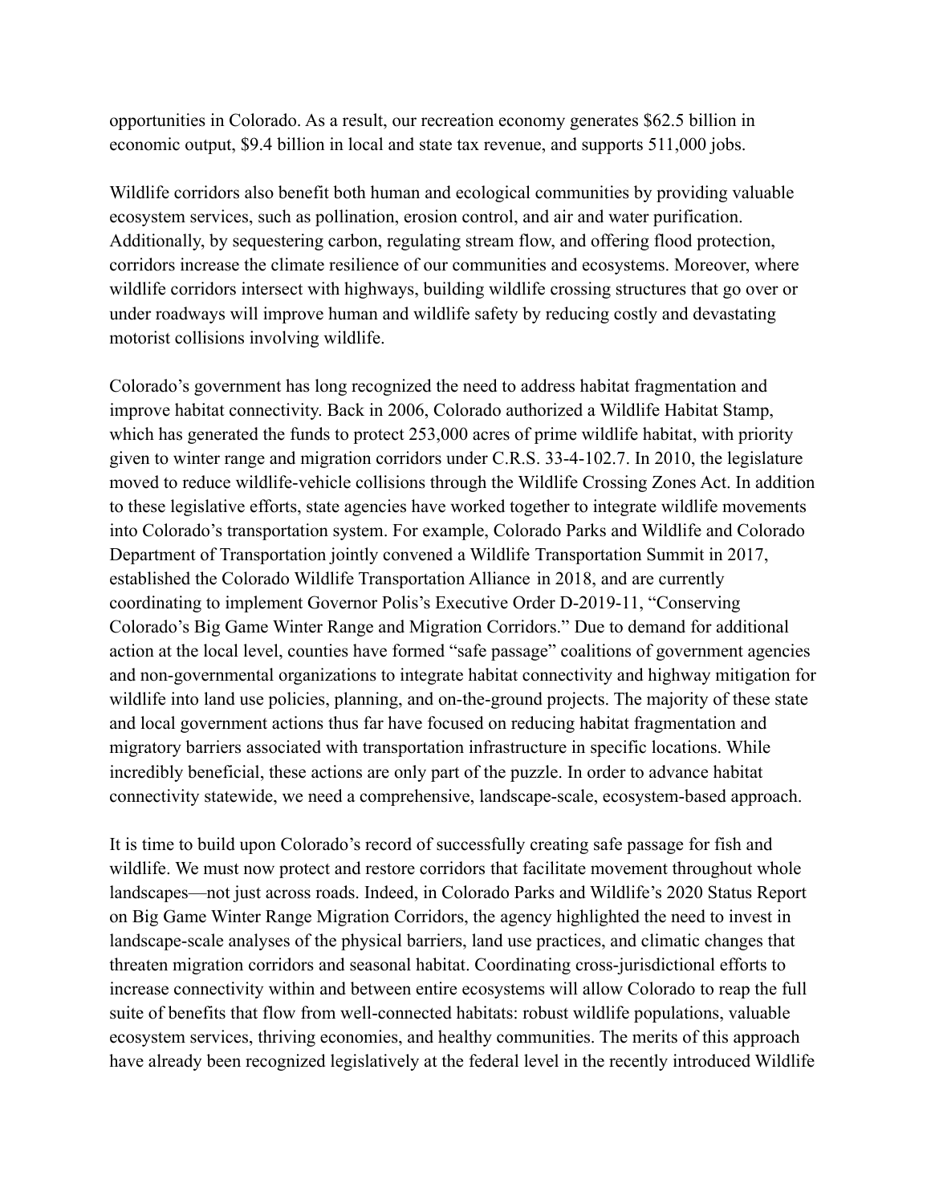opportunities in Colorado. As a result, our recreation economy generates $62.5 billion in economic output, $9.4 billion in local and state tax revenue, and supports 511,000 jobs.

Wildlife corridors also benefit both human and ecological communities by providing valuable ecosystem services, such as pollination, erosion control, and air and water purification. Additionally, by sequestering carbon, regulating stream flow, and offering flood protection, corridors increase the climate resilience of our communities and ecosystems. Moreover, where wildlife corridors intersect with highways, building wildlife crossing structures that go over or under roadways will improve human and wildlife safety by reducing costly and devastating motorist collisions involving wildlife.

Colorado's government has long recognized the need to address habitat fragmentation and improve habitat connectivity. Back in 2006, Colorado authorized a Wildlife Habitat Stamp, which has generated the funds to protect 253,000 acres of prime wildlife habitat, with priority given to winter range and migration corridors under C.R.S. 33-4-102.7. In 2010, the legislature moved to reduce wildlife-vehicle collisions through the Wildlife Crossing Zones Act. In addition to these legislative efforts, state agencies have worked together to integrate wildlife movements into Colorado's transportation system. For example, Colorado Parks and Wildlife and Colorado Department of Transportation jointly convened a Wildlife Transportation Summit in 2017, established the Colorado Wildlife Transportation Alliance in 2018, and are currently coordinating to implement Governor Polis's Executive Order D-2019-11, "Conserving Colorado's Big Game Winter Range and Migration Corridors." Due to demand for additional action at the local level, counties have formed "safe passage" coalitions of government agencies and non-governmental organizations to integrate habitat connectivity and highway mitigation for wildlife into land use policies, planning, and on-the-ground projects. The majority of these state and local government actions thus far have focused on reducing habitat fragmentation and migratory barriers associated with transportation infrastructure in specific locations. While incredibly beneficial, these actions are only part of the puzzle. In order to advance habitat connectivity statewide, we need a comprehensive, landscape-scale, ecosystem-based approach.

It is time to build upon Colorado's record of successfully creating safe passage for fish and wildlife. We must now protect and restore corridors that facilitate movement throughout whole landscapes—not just across roads. Indeed, in Colorado Parks and Wildlife's 2020 Status Report on Big Game Winter Range Migration Corridors, the agency highlighted the need to invest in landscape-scale analyses of the physical barriers, land use practices, and climatic changes that threaten migration corridors and seasonal habitat. Coordinating cross-jurisdictional efforts to increase connectivity within and between entire ecosystems will allow Colorado to reap the full suite of benefits that flow from well-connected habitats: robust wildlife populations, valuable ecosystem services, thriving economies, and healthy communities. The merits of this approach have already been recognized legislatively at the federal level in the recently introduced Wildlife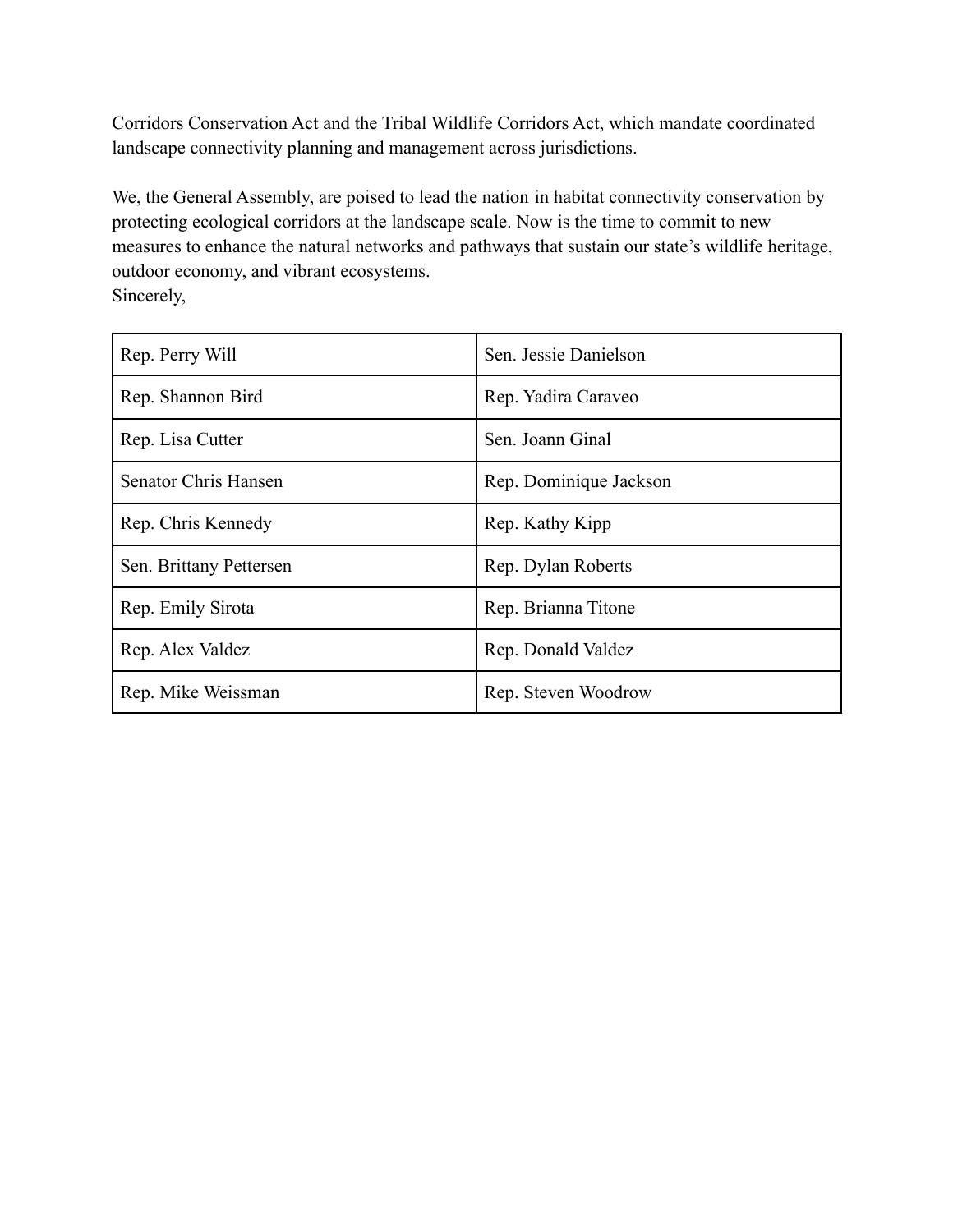Corridors Conservation Act and the Tribal Wildlife Corridors Act, which mandate coordinated landscape connectivity planning and management across jurisdictions.

We, the General Assembly, are poised to lead the nation in habitat connectivity conservation by protecting ecological corridors at the landscape scale. Now is the time to commit to new measures to enhance the natural networks and pathways that sustain our state's wildlife heritage, outdoor economy, and vibrant ecosystems.

Sincerely,

| | |
|---|---|
| Rep. Perry Will | Sen. Jessie Danielson |
| Rep. Shannon Bird | Rep. Yadira Caraveo |
| Rep. Lisa Cutter | Sen. Joann Ginal |
| Senator Chris Hansen | Rep. Dominique Jackson |
| Rep. Chris Kennedy | Rep. Kathy Kipp |
| Sen. Brittany Pettersen | Rep. Dylan Roberts |
| Rep. Emily Sirota | Rep. Brianna Titone |
| Rep. Alex Valdez | Rep. Donald Valdez |
| Rep. Mike Weissman | Rep. Steven Woodrow |